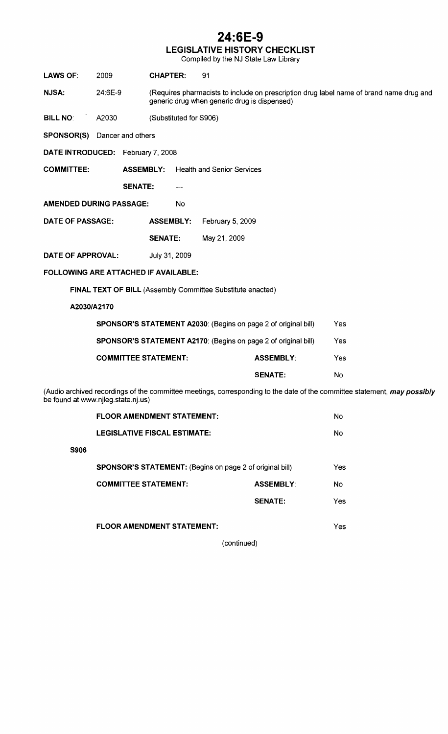# 24:6E-9

## LEGISLATIVE HISTORY CHECKLIST

Compiled by the NJ State Law Library

**LAWS OF:** 2009 **CHAPTER:** 91

**NJSA:** 24:6E-9 (Requires pharmacists to include on prescription drug label name of brand name drug and generic drug when generic drug is dispensed)

**BILL NO:** A2030 (Substituted for S906)

**SPONSOR(S)** Dancer and others

**DATE INTRODUCED:** February 7, 2008

**COMMITTEE:** **ASSEMBLY:** Health and Senior Services

**SENATE:** ---

**AMENDED DURING PASSAGE:** No

**DATE OF PASSAGE:** **ASSEMBLY:** February 5, 2009

**SENATE:** May 21, 2009

**DATE OF APPROVAL:** July 31, 2009

**FOLLOWING ARE ATTACHED IF AVAILABLE:**

**FINAL TEXT OF BILL** (Assembly Committee Substitute enacted)

**A2030/A2170**

| | | |
|---|---|---|
| **SPONSOR'S STATEMENT A2030**: (Begins on page 2 of original bill) | | Yes |
| **SPONSOR'S STATEMENT A2170**: (Begins on page 2 of original bill) | | Yes |
| **COMMITTEE STATEMENT:** | **ASSEMBLY**: | Yes |
| | **SENATE:** | No |

(Audio archived recordings of the committee meetings, corresponding to the date of the committee statement, ***may possibly*** be found at www.njleg.state.nj.us)

| | | |
|---|---|---|
| **FLOOR AMENDMENT STATEMENT:** | | No |
| **LEGISLATIVE FISCAL ESTIMATE:** | | No |

**S906**

| | | |
|---|---|---|
| **SPONSOR'S STATEMENT:** (Begins on page 2 of original bill) | | Yes |
| **COMMITTEE STATEMENT:** | **ASSEMBLY**: | No |
| | **SENATE:** | Yes |
| **FLOOR AMENDMENT STATEMENT:** | | Yes |

(continued)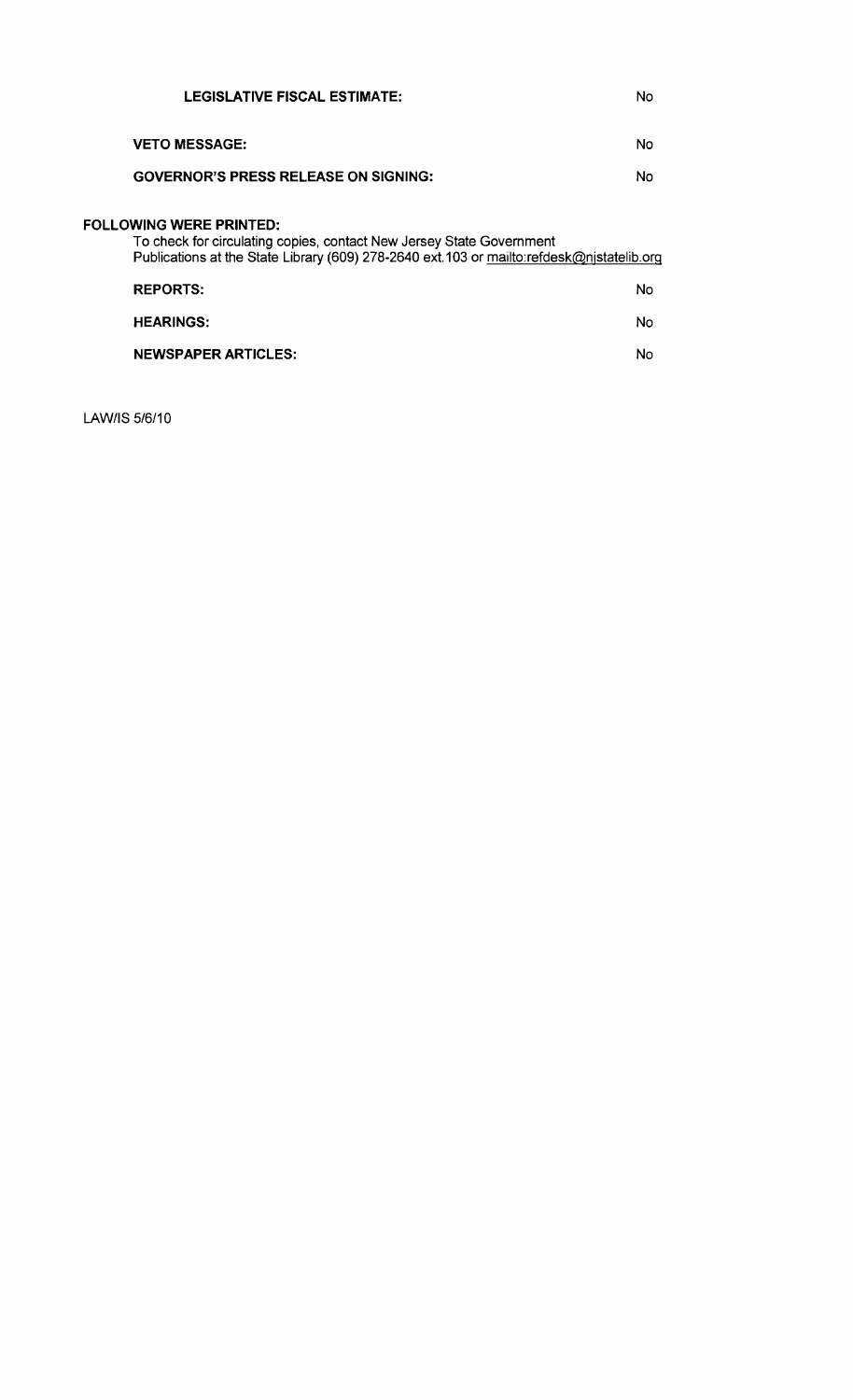**LEGISLATIVE FISCAL ESTIMATE:** No

**VETO MESSAGE:** No

**GOVERNOR'S PRESS RELEASE ON SIGNING:** No

**FOLLOWING WERE PRINTED:**

To check for circulating copies, contact New Jersey State Government Publications at the State Library (609) 278-2640 ext.103 or mailto:refdesk@njstatelib.org

**REPORTS:** No

**HEARINGS:** No

**NEWSPAPER ARTICLES:** No

LAW/IS 5/6/10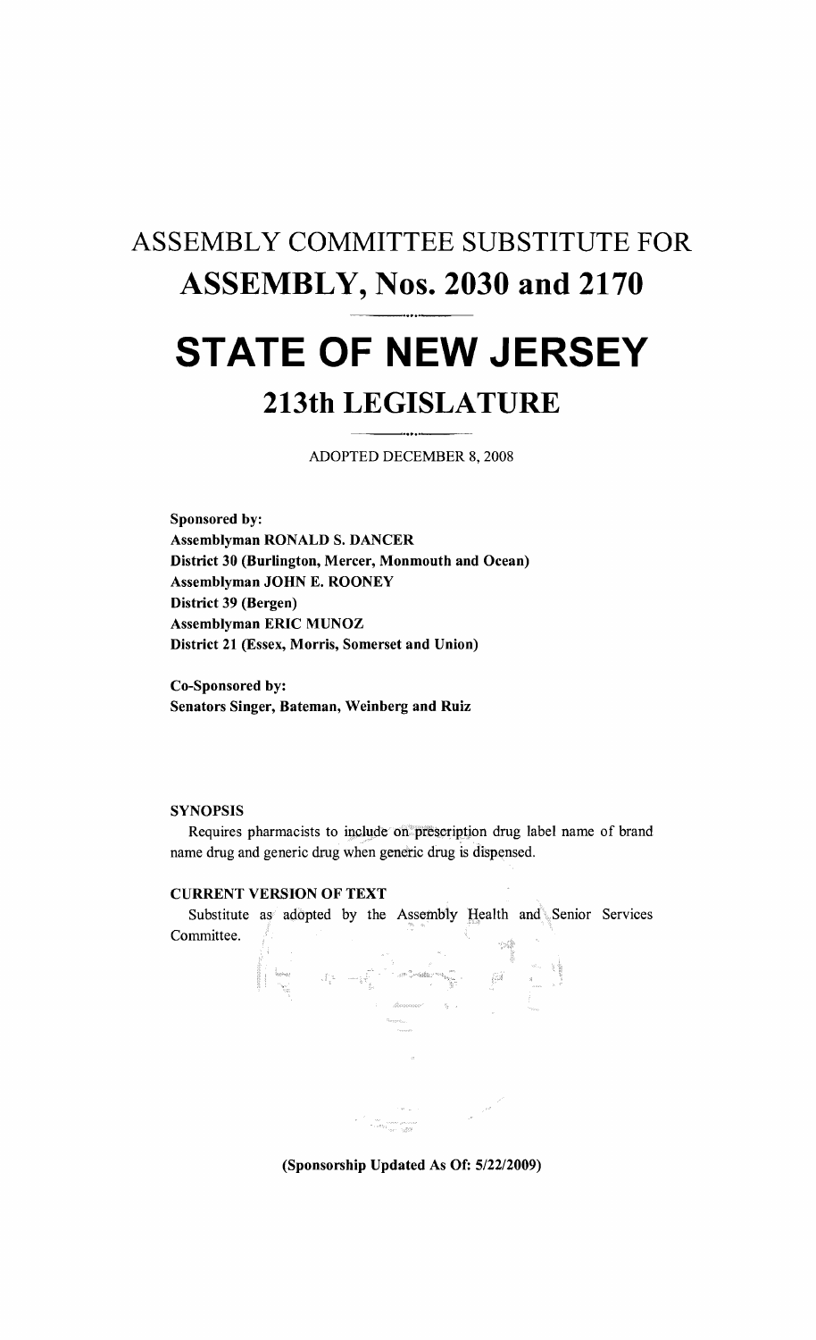# ASSEMBLY COMMITTEE SUBSTITUTE FOR

# ASSEMBLY, Nos. 2030 and 2170

# STATE OF NEW JERSEY

## 213th LEGISLATURE

ADOPTED DECEMBER 8, 2008

**Sponsored by:**
**Assemblyman RONALD S. DANCER**
**District 30 (Burlington, Mercer, Monmouth and Ocean)**
**Assemblyman JOHN E. ROONEY**
**District 39 (Bergen)**
**Assemblyman ERIC MUNOZ**
**District 21 (Essex, Morris, Somerset and Union)**

**Co-Sponsored by:**
**Senators Singer, Bateman, Weinberg and Ruiz**

**SYNOPSIS**

Requires pharmacists to include on prescription drug label name of brand name drug and generic drug when generic drug is dispensed.

**CURRENT VERSION OF TEXT**

Substitute as adopted by the Assembly Health and Senior Services Committee.

**(Sponsorship Updated As Of: 5/22/2009)**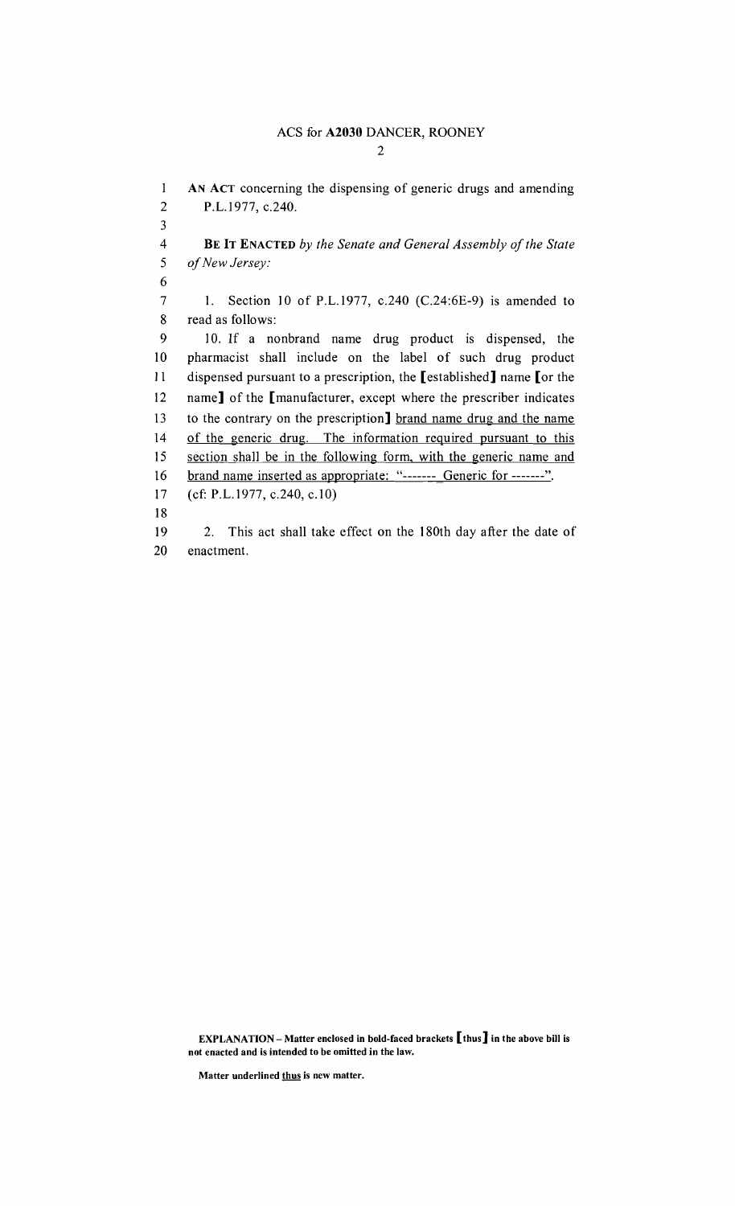ACS for **A2030** DANCER, ROONEY

**AN ACT** concerning the dispensing of generic drugs and amending P.L.1977, c.240.

**BE IT ENACTED** *by the Senate and General Assembly of the State of New Jersey:*

1. Section 10 of P.L.1977, c.240 (C.24:6E-9) is amended to read as follows:

10. If a nonbrand name drug product is dispensed, the pharmacist shall include on the label of such drug product dispensed pursuant to a prescription, the **[**established**]** name **[**or the name**]** of the **[**manufacturer, except where the prescriber indicates to the contrary on the prescription**]** <u>brand name drug and the name of the generic drug. The information required pursuant to this section shall be in the following form, with the generic name and brand name inserted as appropriate: "------- Generic for -------".</u>

(cf: P.L.1977, c.240, c.10)

2. This act shall take effect on the 180th day after the date of enactment.

**EXPLANATION – Matter enclosed in bold-faced brackets [thus] in the above bill is not enacted and is intended to be omitted in the law.**

**Matter underlined <u>thus</u> is new matter.**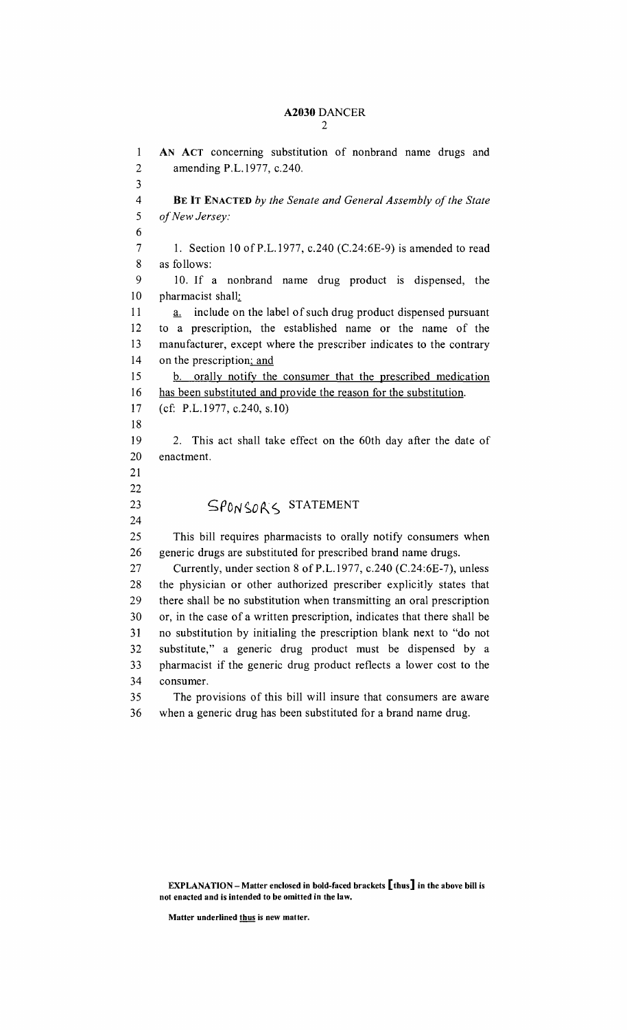AN ACT concerning substitution of nonbrand name drugs and amending P.L.1977, c.240.

**BE IT ENACTED** *by the Senate and General Assembly of the State of New Jersey:*

1. Section 10 of P.L.1977, c.240 (C.24:6E-9) is amended to read as follows:

10. If a nonbrand name drug product is dispensed, the pharmacist shall:

a. include on the label of such drug product dispensed pursuant to a prescription, the established name or the name of the manufacturer, except where the prescriber indicates to the contrary on the prescription; and

b. orally notify the consumer that the prescribed medication has been substituted and provide the reason for the substitution.

(cf: P.L.1977, c.240, s.10)

2. This act shall take effect on the 60th day after the date of enactment.

## SPONSORS STATEMENT

This bill requires pharmacists to orally notify consumers when generic drugs are substituted for prescribed brand name drugs.

Currently, under section 8 of P.L.1977, c.240 (C.24:6E-7), unless the physician or other authorized prescriber explicitly states that there shall be no substitution when transmitting an oral prescription or, in the case of a written prescription, indicates that there shall be no substitution by initialing the prescription blank next to "do not substitute," a generic drug product must be dispensed by a pharmacist if the generic drug product reflects a lower cost to the consumer.

The provisions of this bill will insure that consumers are aware when a generic drug has been substituted for a brand name drug.

**EXPLANATION – Matter enclosed in bold-faced brackets [thus] in the above bill is not enacted and is intended to be omitted in the law.**

**Matter underlined thus is new matter.**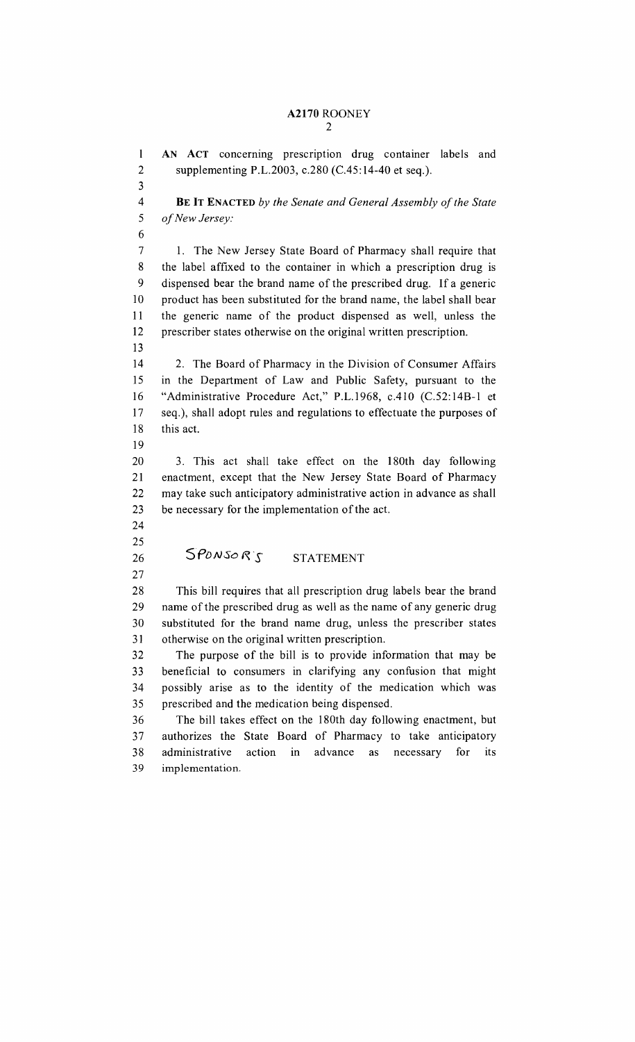AN ACT concerning prescription drug container labels and supplementing P.L.2003, c.280 (C.45:14-40 et seq.).

**BE IT ENACTED** *by the Senate and General Assembly of the State of New Jersey:*

1. The New Jersey State Board of Pharmacy shall require that the label affixed to the container in which a prescription drug is dispensed bear the brand name of the prescribed drug. If a generic product has been substituted for the brand name, the label shall bear the generic name of the product dispensed as well, unless the prescriber states otherwise on the original written prescription.

2. The Board of Pharmacy in the Division of Consumer Affairs in the Department of Law and Public Safety, pursuant to the "Administrative Procedure Act," P.L.1968, c.410 (C.52:14B-1 et seq.), shall adopt rules and regulations to effectuate the purposes of this act.

3. This act shall take effect on the 180th day following enactment, except that the New Jersey State Board of Pharmacy may take such anticipatory administrative action in advance as shall be necessary for the implementation of the act.

## SPONSOR'S STATEMENT

This bill requires that all prescription drug labels bear the brand name of the prescribed drug as well as the name of any generic drug substituted for the brand name drug, unless the prescriber states otherwise on the original written prescription.

The purpose of the bill is to provide information that may be beneficial to consumers in clarifying any confusion that might possibly arise as to the identity of the medication which was prescribed and the medication being dispensed.

The bill takes effect on the 180th day following enactment, but authorizes the State Board of Pharmacy to take anticipatory administrative action in advance as necessary for its implementation.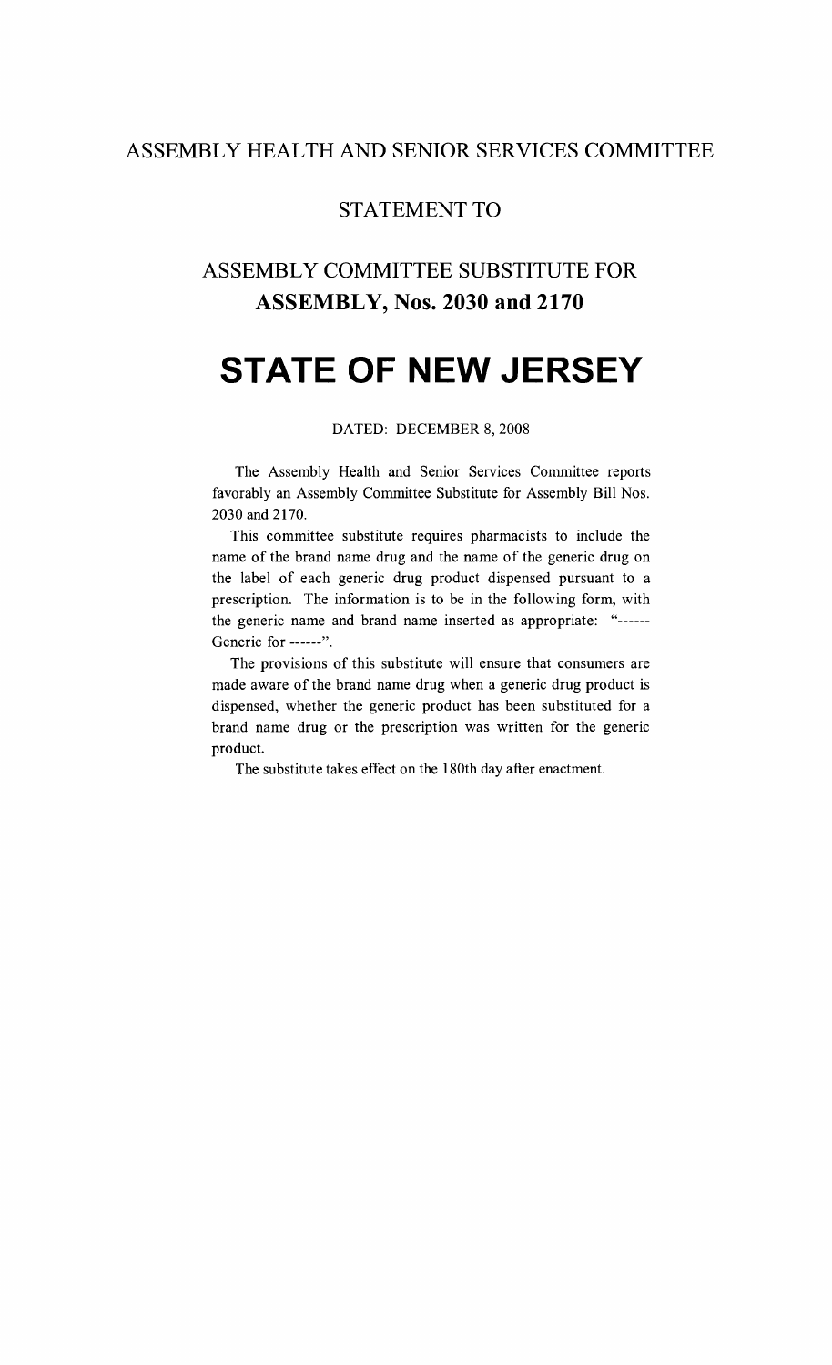## ASSEMBLY HEALTH AND SENIOR SERVICES COMMITTEE

### STATEMENT TO

## ASSEMBLY COMMITTEE SUBSTITUTE FOR **ASSEMBLY, Nos. 2030 and 2170**

# STATE OF NEW JERSEY

DATED: DECEMBER 8, 2008

The Assembly Health and Senior Services Committee reports favorably an Assembly Committee Substitute for Assembly Bill Nos. 2030 and 2170.

This committee substitute requires pharmacists to include the name of the brand name drug and the name of the generic drug on the label of each generic drug product dispensed pursuant to a prescription. The information is to be in the following form, with the generic name and brand name inserted as appropriate: "------ Generic for ------".

The provisions of this substitute will ensure that consumers are made aware of the brand name drug when a generic drug product is dispensed, whether the generic product has been substituted for a brand name drug or the prescription was written for the generic product.

The substitute takes effect on the 180th day after enactment.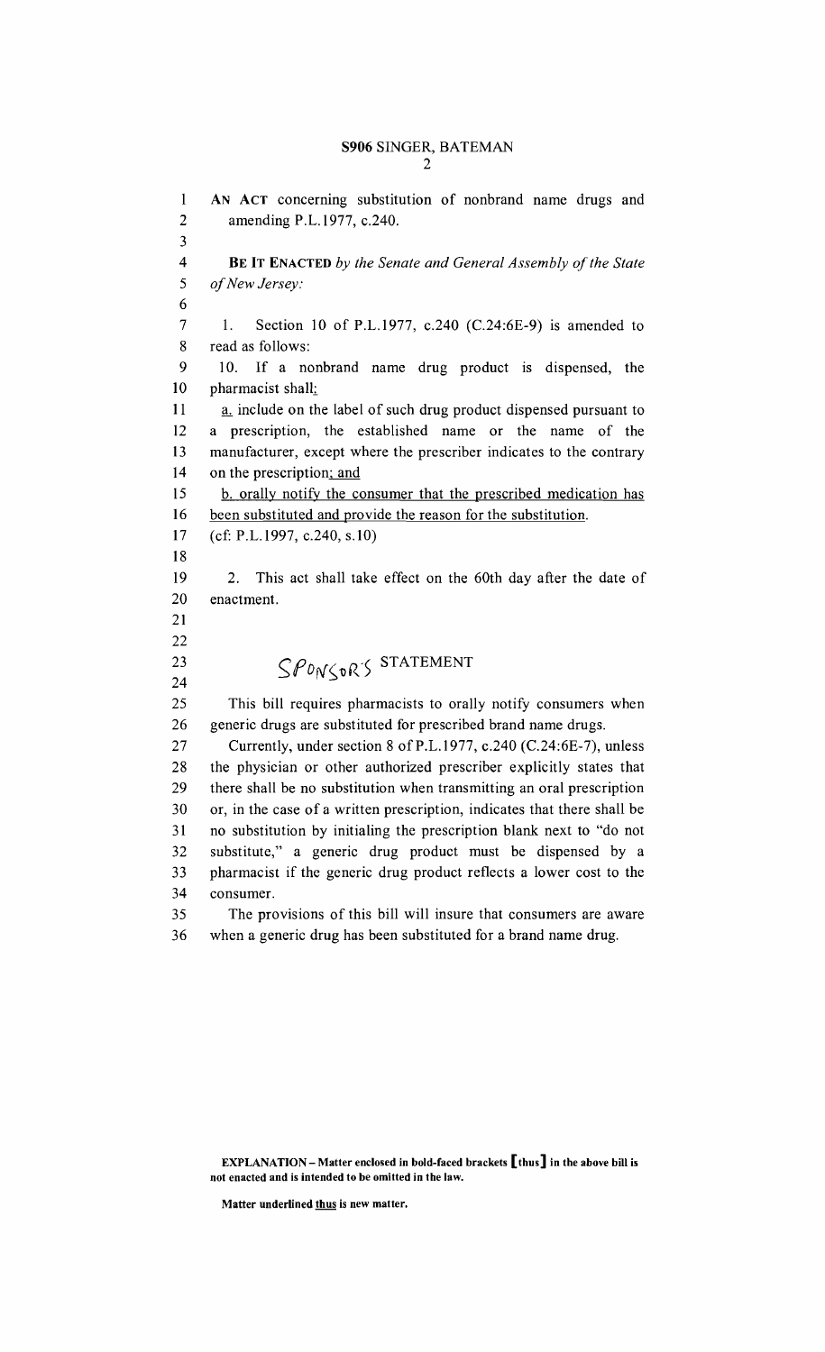**S906** SINGER, BATEMAN

**AN ACT** concerning substitution of nonbrand name drugs and amending P.L.1977, c.240.

**BE IT ENACTED** *by the Senate and General Assembly of the State of New Jersey:*

1. Section 10 of P.L.1977, c.240 (C.24:6E-9) is amended to read as follows:

10. If a nonbrand name drug product is dispensed, the pharmacist shall<u>:</u>

<u>a.</u> include on the label of such drug product dispensed pursuant to a prescription, the established name or the name of the manufacturer, except where the prescriber indicates to the contrary on the prescription<u>; and</u>

<u>b. orally notify the consumer that the prescribed medication has been substituted and provide the reason for the substitution</u>.

(cf: P.L.1997, c.240, s.10)

2. This act shall take effect on the 60th day after the date of enactment.

## SPONSOR'S STATEMENT

This bill requires pharmacists to orally notify consumers when generic drugs are substituted for prescribed brand name drugs.

Currently, under section 8 of P.L.1977, c.240 (C.24:6E-7), unless the physician or other authorized prescriber explicitly states that there shall be no substitution when transmitting an oral prescription or, in the case of a written prescription, indicates that there shall be no substitution by initialing the prescription blank next to "do not substitute," a generic drug product must be dispensed by a pharmacist if the generic drug product reflects a lower cost to the consumer.

The provisions of this bill will insure that consumers are aware when a generic drug has been substituted for a brand name drug.

**EXPLANATION – Matter enclosed in bold-faced brackets [thus] in the above bill is not enacted and is intended to be omitted in the law.**

**Matter underlined <u>thus</u> is new matter.**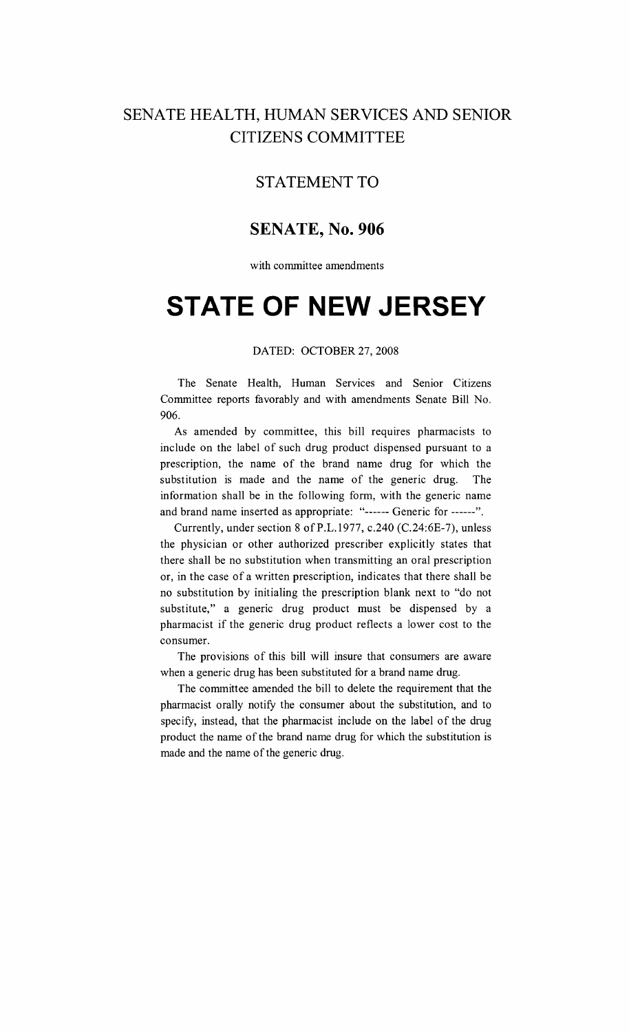# SENATE HEALTH, HUMAN SERVICES AND SENIOR CITIZENS COMMITTEE

## STATEMENT TO

## SENATE, No. 906

with committee amendments

# STATE OF NEW JERSEY

DATED: OCTOBER 27, 2008

The Senate Health, Human Services and Senior Citizens Committee reports favorably and with amendments Senate Bill No. 906.

As amended by committee, this bill requires pharmacists to include on the label of such drug product dispensed pursuant to a prescription, the name of the brand name drug for which the substitution is made and the name of the generic drug. The information shall be in the following form, with the generic name and brand name inserted as appropriate: "------ Generic for ------".

Currently, under section 8 of P.L.1977, c.240 (C.24:6E-7), unless the physician or other authorized prescriber explicitly states that there shall be no substitution when transmitting an oral prescription or, in the case of a written prescription, indicates that there shall be no substitution by initialing the prescription blank next to "do not substitute," a generic drug product must be dispensed by a pharmacist if the generic drug product reflects a lower cost to the consumer.

The provisions of this bill will insure that consumers are aware when a generic drug has been substituted for a brand name drug.

The committee amended the bill to delete the requirement that the pharmacist orally notify the consumer about the substitution, and to specify, instead, that the pharmacist include on the label of the drug product the name of the brand name drug for which the substitution is made and the name of the generic drug.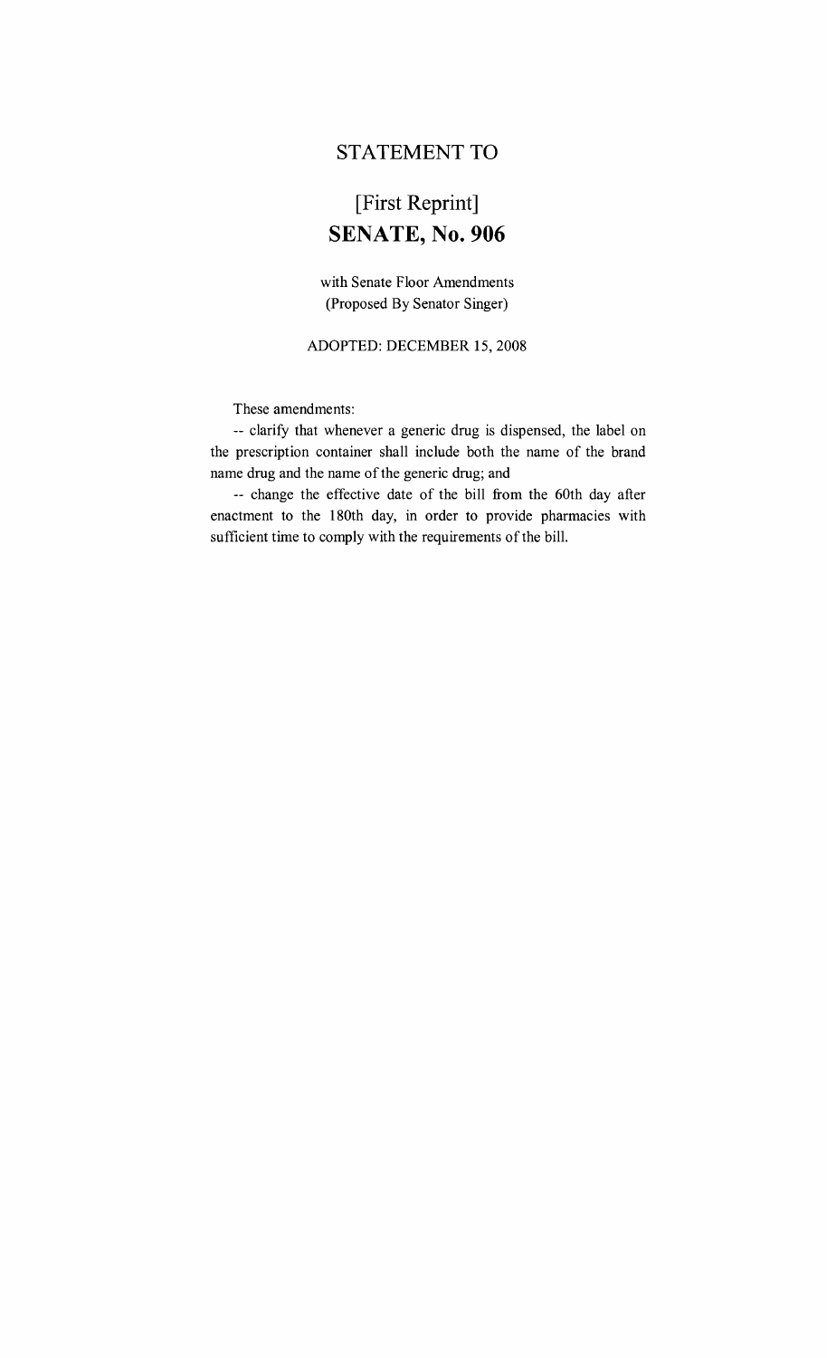# STATEMENT TO

## [First Reprint]
## SENATE, No. 906

with Senate Floor Amendments
(Proposed By Senator Singer)

ADOPTED: DECEMBER 15, 2008

These amendments:

-- clarify that whenever a generic drug is dispensed, the label on the prescription container shall include both the name of the brand name drug and the name of the generic drug; and

-- change the effective date of the bill from the 60th day after enactment to the 180th day, in order to provide pharmacies with sufficient time to comply with the requirements of the bill.